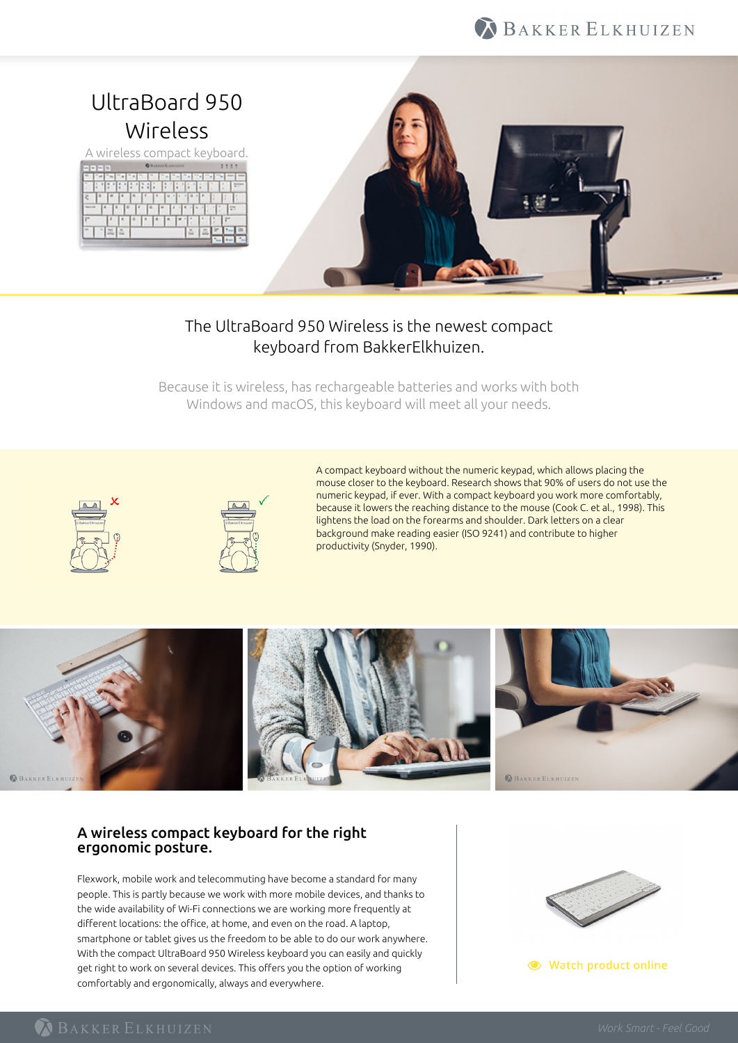# UltraBoard 950 Wireless

A wireless compact keyboard.

The UltraBoard 950 Wireless is the newest compact keyboard from BakkerElkhuizen.

Because it is wireless, has rechargeable batteries and works with both Windows and macOS, this keyboard will meet all your needs.

A compact keyboard without the numeric keypad, which allows placing the mouse closer to the keyboard. Research shows that 90% of users do not use the numeric keypad, if ever. With a compact keyboard you work more comfortably, because it lowers the reaching distance to the mouse (Cook C. et al., 1998). This lightens the load on the forearms and shoulder. Dark letters on a clear background make reading easier (ISO 9241) and contribute to higher productivity (Snyder, 1990).

## A wireless compact keyboard for the right ergonomic posture.

Flexwork, mobile work and telecommuting have become a standard for many people. This is partly because we work with more mobile devices, and thanks to the wide availability of Wi-Fi connections we are working more frequently at different locations: the office, at home, and even on the road. A laptop, smartphone or tablet gives us the freedom to be able to do our work anywhere. With the compact UltraBoard 950 Wireless keyboard you can easily and quickly get right to work on several devices. This offers you the option of working comfortably and ergonomically, always and everywhere.

Watch product online

*Work Smart - Feel Good*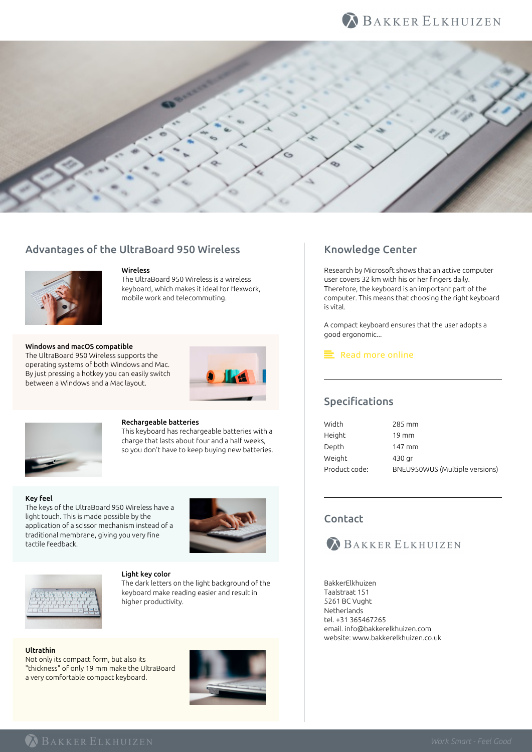## Advantages of the UltraBoard 950 Wireless

**Wireless**
The UltraBoard 950 Wireless is a wireless keyboard, which makes it ideal for flexwork, mobile work and telecommuting.

**Windows and macOS compatible**
The UltraBoard 950 Wireless supports the operating systems of both Windows and Mac. By just pressing a hotkey you can easily switch between a Windows and a Mac layout.

**Rechargeable batteries**
This keyboard has rechargeable batteries with a charge that lasts about four and a half weeks, so you don't have to keep buying new batteries.

**Key feel**
The keys of the UltraBoard 950 Wireless have a light touch. This is made possible by the application of a scissor mechanism instead of a traditional membrane, giving you very fine tactile feedback.

**Light key color**
The dark letters on the light background of the keyboard make reading easier and result in higher productivity.

**Ultrathin**
Not only its compact form, but also its "thickness" of only 19 mm make the UltraBoard a very comfortable compact keyboard.

## Knowledge Center

Research by Microsoft shows that an active computer user covers 32 km with his or her fingers daily. Therefore, the keyboard is an important part of the computer. This means that choosing the right keyboard is vital.

A compact keyboard ensures that the user adopts a good ergonomic...

Read more online

## Specifications

| | |
|---|---|
| Width | 285 mm |
| Height | 19 mm |
| Depth | 147 mm |
| Weight | 430 gr |
| Product code: | BNEU950WUS (Multiple versions) |

## Contact

BAKKER ELKHUIZEN

BakkerElkhuizen
Taalstraat 151
5261 BC Vught
Netherlands
tel. +31 365467265
email. info@bakkerelkhuizen.com
website: www.bakkerelkhuizen.co.uk